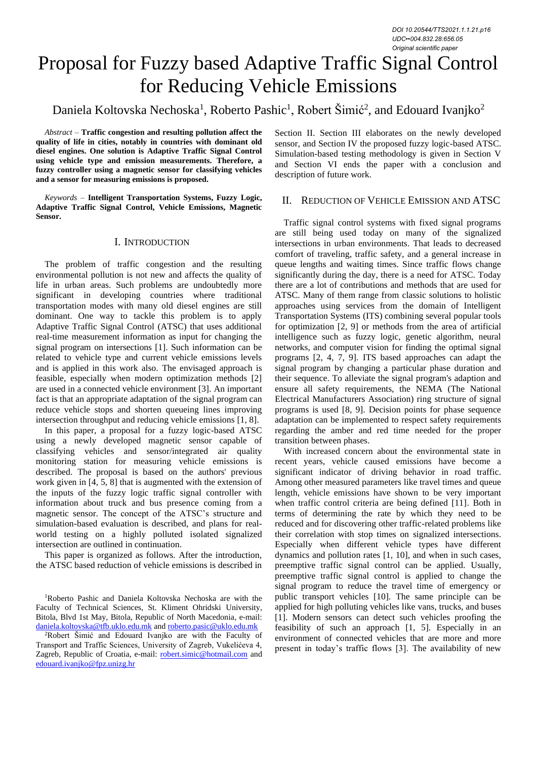DOI 10.20544/TTS2021.1.1.21.p16
UDC••004.832.28:656.05
Original scientific paper

# Proposal for Fuzzy based Adaptive Traffic Signal Control for Reducing Vehicle Emissions

Daniela Koltovska Nechoska[1], Roberto Pashic[1], Robert Šimić[2], and Edouard Ivanjko[2]

*Abstract* – **Traffic congestion and resulting pollution affect the quality of life in cities, notably in countries with dominant old diesel engines. One solution is Adaptive Traffic Signal Control using vehicle type and emission measurements. Therefore, a fuzzy controller using a magnetic sensor for classifying vehicles and a sensor for measuring emissions is proposed.**

*Keywords* – **Intelligent Transportation Systems, Fuzzy Logic, Adaptive Traffic Signal Control, Vehicle Emissions, Magnetic Sensor.**

## I. Introduction

The problem of traffic congestion and the resulting environmental pollution is not new and affects the quality of life in urban areas. Such problems are undoubtedly more significant in developing countries where traditional transportation modes with many old diesel engines are still dominant. One way to tackle this problem is to apply Adaptive Traffic Signal Control (ATSC) that uses additional real-time measurement information as input for changing the signal program on intersections [1]. Such information can be related to vehicle type and current vehicle emissions levels and is applied in this work also. The envisaged approach is feasible, especially when modern optimization methods [2] are used in a connected vehicle environment [3]. An important fact is that an appropriate adaptation of the signal program can reduce vehicle stops and shorten queueing lines improving intersection throughput and reducing vehicle emissions [1, 8].

In this paper, a proposal for a fuzzy logic-based ATSC using a newly developed magnetic sensor capable of classifying vehicles and sensor/integrated air quality monitoring station for measuring vehicle emissions is described. The proposal is based on the authors' previous work given in [4, 5, 8] that is augmented with the extension of the inputs of the fuzzy logic traffic signal controller with information about truck and bus presence coming from a magnetic sensor. The concept of the ATSC's structure and simulation-based evaluation is described, and plans for real-world testing on a highly polluted isolated signalized intersection are outlined in continuation.

This paper is organized as follows. After the introduction, the ATSC based reduction of vehicle emissions is described in Section II. Section III elaborates on the newly developed sensor, and Section IV the proposed fuzzy logic-based ATSC. Simulation-based testing methodology is given in Section V and Section VI ends the paper with a conclusion and description of future work.

[1]Roberto Pashic and Daniela Koltovska Nechoska are with the Faculty of Technical Sciences, St. Kliment Ohridski University, Bitola, Blvd 1st May, Bitola, Republic of North Macedonia, e-mail: daniela.koltovska@tfb.uklo.edu.mk and roberto.pasic@uklo.edu.mk

[2]Robert Šimić and Edouard Ivanjko are with the Faculty of Transport and Traffic Sciences, University of Zagreb, Vukelićeva 4, Zagreb, Republic of Croatia, e-mail: robert.simic@hotmail.com and edouard.ivanjko@fpz.unizg.hr

## II. Reduction of Vehicle Emission and ATSC

Traffic signal control systems with fixed signal programs are still being used today on many of the signalized intersections in urban environments. That leads to decreased comfort of traveling, traffic safety, and a general increase in queue lengths and waiting times. Since traffic flows change significantly during the day, there is a need for ATSC. Today there are a lot of contributions and methods that are used for ATSC. Many of them range from classic solutions to holistic approaches using services from the domain of Intelligent Transportation Systems (ITS) combining several popular tools for optimization [2, 9] or methods from the area of artificial intelligence such as fuzzy logic, genetic algorithm, neural networks, and computer vision for finding the optimal signal programs [2, 4, 7, 9]. ITS based approaches can adapt the signal program by changing a particular phase duration and their sequence. To alleviate the signal program's adaption and ensure all safety requirements, the NEMA (The National Electrical Manufacturers Association) ring structure of signal programs is used [8, 9]. Decision points for phase sequence adaptation can be implemented to respect safety requirements regarding the amber and red time needed for the proper transition between phases.

With increased concern about the environmental state in recent years, vehicle caused emissions have become a significant indicator of driving behavior in road traffic. Among other measured parameters like travel times and queue length, vehicle emissions have shown to be very important when traffic control criteria are being defined [11]. Both in terms of determining the rate by which they need to be reduced and for discovering other traffic-related problems like their correlation with stop times on signalized intersections. Especially when different vehicle types have different dynamics and pollution rates [1, 10], and when in such cases, preemptive traffic signal control can be applied. Usually, preemptive traffic signal control is applied to change the signal program to reduce the travel time of emergency or public transport vehicles [10]. The same principle can be applied for high polluting vehicles like vans, trucks, and buses [1]. Modern sensors can detect such vehicles proofing the feasibility of such an approach [1, 5]. Especially in an environment of connected vehicles that are more and more present in today's traffic flows [3]. The availability of new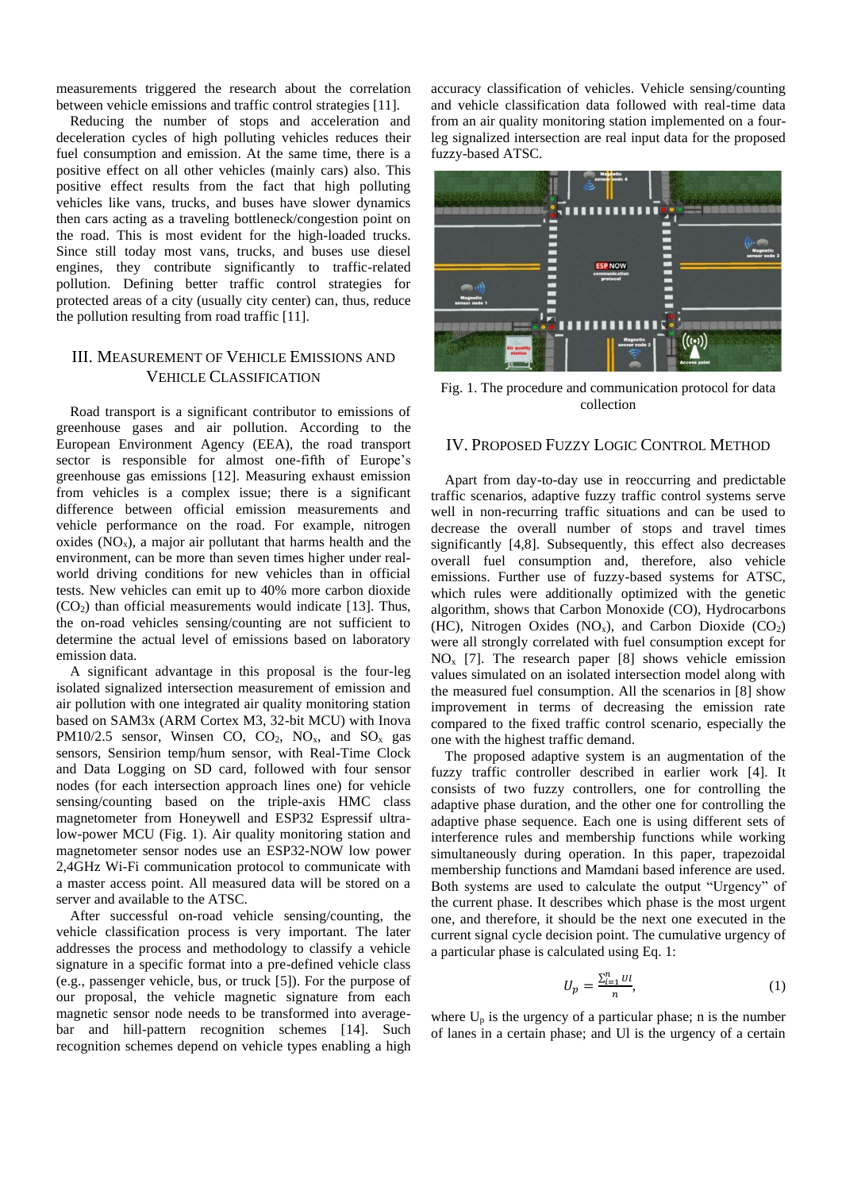measurements triggered the research about the correlation between vehicle emissions and traffic control strategies [11].

Reducing the number of stops and acceleration and deceleration cycles of high polluting vehicles reduces their fuel consumption and emission. At the same time, there is a positive effect on all other vehicles (mainly cars) also. This positive effect results from the fact that high polluting vehicles like vans, trucks, and buses have slower dynamics then cars acting as a traveling bottleneck/congestion point on the road. This is most evident for the high-loaded trucks. Since still today most vans, trucks, and buses use diesel engines, they contribute significantly to traffic-related pollution. Defining better traffic control strategies for protected areas of a city (usually city center) can, thus, reduce the pollution resulting from road traffic [11].

## III. Measurement of Vehicle Emissions and Vehicle Classification

Road transport is a significant contributor to emissions of greenhouse gases and air pollution. According to the European Environment Agency (EEA), the road transport sector is responsible for almost one-fifth of Europe's greenhouse gas emissions [12]. Measuring exhaust emission from vehicles is a complex issue; there is a significant difference between official emission measurements and vehicle performance on the road. For example, nitrogen oxides ($NO_x$), a major air pollutant that harms health and the environment, can be more than seven times higher under real-world driving conditions for new vehicles than in official tests. New vehicles can emit up to 40% more carbon dioxide ($CO_2$) than official measurements would indicate [13]. Thus, the on-road vehicles sensing/counting are not sufficient to determine the actual level of emissions based on laboratory emission data.

A significant advantage in this proposal is the four-leg isolated signalized intersection measurement of emission and air pollution with one integrated air quality monitoring station based on SAM3x (ARM Cortex M3, 32-bit MCU) with Inova PM10/2.5 sensor, Winsen CO, $CO_2$, $NO_x$, and $SO_x$ gas sensors, Sensirion temp/hum sensor, with Real-Time Clock and Data Logging on SD card, followed with four sensor nodes (for each intersection approach lines one) for vehicle sensing/counting based on the triple-axis HMC class magnetometer from Honeywell and ESP32 Espressif ultra-low-power MCU (Fig. 1). Air quality monitoring station and magnetometer sensor nodes use an ESP32-NOW low power 2,4GHz Wi-Fi communication protocol to communicate with a master access point. All measured data will be stored on a server and available to the ATSC.

After successful on-road vehicle sensing/counting, the vehicle classification process is very important. The later addresses the process and methodology to classify a vehicle signature in a specific format into a pre-defined vehicle class (e.g., passenger vehicle, bus, or truck [5]). For the purpose of our proposal, the vehicle magnetic signature from each magnetic sensor node needs to be transformed into average-bar and hill-pattern recognition schemes [14]. Such recognition schemes depend on vehicle types enabling a high accuracy classification of vehicles. Vehicle sensing/counting and vehicle classification data followed with real-time data from an air quality monitoring station implemented on a four-leg signalized intersection are real input data for the proposed fuzzy-based ATSC.

Magnetic sensor node 4

Magnetic sensor node 3

ESP NOW communication protocol

Magnetic sensor node 1

Air quality station

Magnetic sensor node 2

Access point

Fig. 1. The procedure and communication protocol for data collection

## IV. Proposed Fuzzy Logic Control Method

Apart from day-to-day use in reoccurring and predictable traffic scenarios, adaptive fuzzy traffic control systems serve well in non-recurring traffic situations and can be used to decrease the overall number of stops and travel times significantly [4,8]. Subsequently, this effect also decreases overall fuel consumption and, therefore, also vehicle emissions. Further use of fuzzy-based systems for ATSC, which rules were additionally optimized with the genetic algorithm, shows that Carbon Monoxide (CO), Hydrocarbons (HC), Nitrogen Oxides ($NO_x$), and Carbon Dioxide ($CO_2$) were all strongly correlated with fuel consumption except for $NO_x$ [7]. The research paper [8] shows vehicle emission values simulated on an isolated intersection model along with the measured fuel consumption. All the scenarios in [8] show improvement in terms of decreasing the emission rate compared to the fixed traffic control scenario, especially the one with the highest traffic demand.

The proposed adaptive system is an augmentation of the fuzzy traffic controller described in earlier work [4]. It consists of two fuzzy controllers, one for controlling the adaptive phase duration, and the other one for controlling the adaptive phase sequence. Each one is using different sets of interference rules and membership functions while working simultaneously during operation. In this paper, trapezoidal membership functions and Mamdani based inference are used. Both systems are used to calculate the output "Urgency" of the current phase. It describes which phase is the most urgent one, and therefore, it should be the next one executed in the current signal cycle decision point. The cumulative urgency of a particular phase is calculated using Eq. 1:

$$U_p = \frac{\sum_{l=1}^{n} Ul}{n}, \tag{1}$$

where $U_p$ is the urgency of a particular phase; n is the number of lanes in a certain phase; and Ul is the urgency of a certain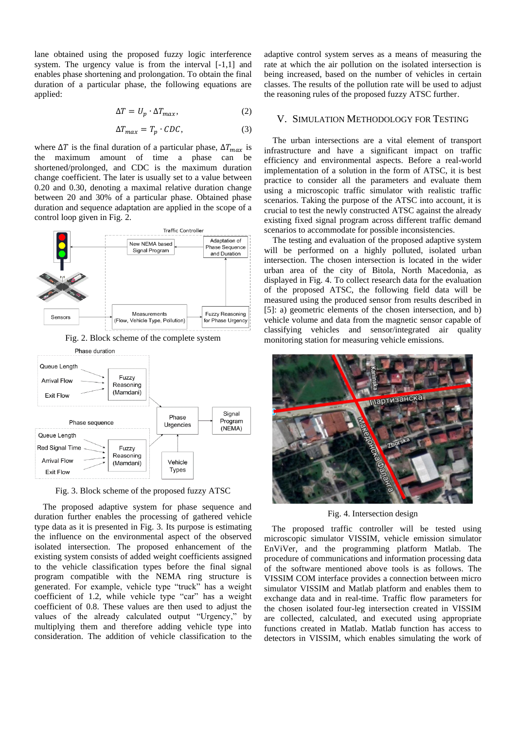lane obtained using the proposed fuzzy logic interference system. The urgency value is from the interval [-1,1] and enables phase shortening and prolongation. To obtain the final duration of a particular phase, the following equations are applied:

$$\Delta T = U_p \cdot \Delta T_{max}, \tag{2}$$

$$\Delta T_{max} = T_p \cdot CDC, \tag{3}$$

where $\Delta T$ is the final duration of a particular phase, $\Delta T_{max}$ is the maximum amount of time a phase can be shortened/prolonged, and CDC is the maximum duration change coefficient. The later is usually set to a value between 0.20 and 0.30, denoting a maximal relative duration change between 20 and 30% of a particular phase. Obtained phase duration and sequence adaptation are applied in the scope of a control loop given in Fig. 2.

Traffic Controller

New NEMA based Signal Program

Adaptation of Phase Sequence and Duration

Sensors

Measurements (Flow, Vehicle Type, Pollution)

Fuzzy Reasoning for Phase Urgency

Fig. 2. Block scheme of the complete system

Phase duration

Queue Length

Arrival Flow

Exit Flow

Fuzzy Reasoning (Mamdani)

Phase Urgencies

Signal Program (NEMA)

Phase sequence

Queue Length

Red Signal Time

Arrival Flow

Exit Flow

Fuzzy Reasoning (Mamdani)

Vehicle Types

Fig. 3. Block scheme of the proposed fuzzy ATSC

The proposed adaptive system for phase sequence and duration further enables the processing of gathered vehicle type data as it is presented in Fig. 3. Its purpose is estimating the influence on the environmental aspect of the observed isolated intersection. The proposed enhancement of the existing system consists of added weight coefficients assigned to the vehicle classification types before the final signal program compatible with the NEMA ring structure is generated. For example, vehicle type "truck" has a weight coefficient of 1.2, while vehicle type "car" has a weight coefficient of 0.8. These values are then used to adjust the values of the already calculated output "Urgency," by multiplying them and therefore adding vehicle type into consideration. The addition of vehicle classification to the adaptive control system serves as a means of measuring the rate at which the air pollution on the isolated intersection is being increased, based on the number of vehicles in certain classes. The results of the pollution rate will be used to adjust the reasoning rules of the proposed fuzzy ATSC further.

## V. Simulation Methodology for Testing

The urban intersections are a vital element of transport infrastructure and have a significant impact on traffic efficiency and environmental aspects. Before a real-world implementation of a solution in the form of ATSC, it is best practice to consider all the parameters and evaluate them using a microscopic traffic simulator with realistic traffic scenarios. Taking the purpose of the ATSC into account, it is crucial to test the newly constructed ATSC against the already existing fixed signal program across different traffic demand scenarios to accommodate for possible inconsistencies.

The testing and evaluation of the proposed adaptive system will be performed on a highly polluted, isolated urban intersection. The chosen intersection is located in the wider urban area of the city of Bitola, North Macedonia, as displayed in Fig. 4. To collect research data for the evaluation of the proposed ATSC, the following field data will be measured using the produced sensor from results described in [5]: a) geometric elements of the chosen intersection, and b) vehicle volume and data from the magnetic sensor capable of classifying vehicles and sensor/integrated air quality monitoring station for measuring vehicle emissions.

Kaninska

Цaртизанска

Македонска Фаланга

Zborska

Fig. 4. Intersection design

The proposed traffic controller will be tested using microscopic simulator VISSIM, vehicle emission simulator EnViVer, and the programming platform Matlab. The procedure of communications and information processing data of the software mentioned above tools is as follows. The VISSIM COM interface provides a connection between micro simulator VISSIM and Matlab platform and enables them to exchange data and in real-time. Traffic flow parameters for the chosen isolated four-leg intersection created in VISSIM are collected, calculated, and executed using appropriate functions created in Matlab. Matlab function has access to detectors in VISSIM, which enables simulating the work of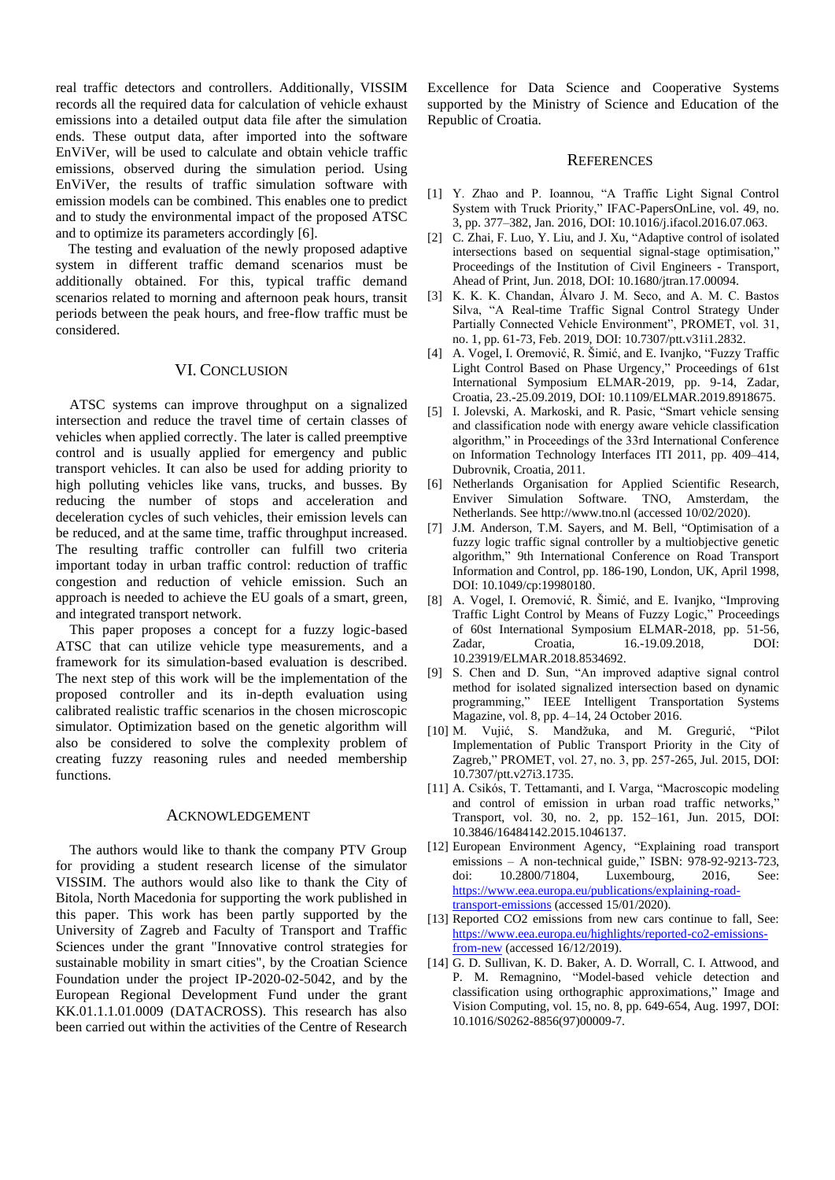real traffic detectors and controllers. Additionally, VISSIM records all the required data for calculation of vehicle exhaust emissions into a detailed output data file after the simulation ends. These output data, after imported into the software EnViVer, will be used to calculate and obtain vehicle traffic emissions, observed during the simulation period. Using EnViVer, the results of traffic simulation software with emission models can be combined. This enables one to predict and to study the environmental impact of the proposed ATSC and to optimize its parameters accordingly [6].

The testing and evaluation of the newly proposed adaptive system in different traffic demand scenarios must be additionally obtained. For this, typical traffic demand scenarios related to morning and afternoon peak hours, transit periods between the peak hours, and free-flow traffic must be considered.

## VI. Conclusion

ATSC systems can improve throughput on a signalized intersection and reduce the travel time of certain classes of vehicles when applied correctly. The later is called preemptive control and is usually applied for emergency and public transport vehicles. It can also be used for adding priority to high polluting vehicles like vans, trucks, and busses. By reducing the number of stops and acceleration and deceleration cycles of such vehicles, their emission levels can be reduced, and at the same time, traffic throughput increased. The resulting traffic controller can fulfill two criteria important today in urban traffic control: reduction of traffic congestion and reduction of vehicle emission. Such an approach is needed to achieve the EU goals of a smart, green, and integrated transport network.

This paper proposes a concept for a fuzzy logic-based ATSC that can utilize vehicle type measurements, and a framework for its simulation-based evaluation is described. The next step of this work will be the implementation of the proposed controller and its in-depth evaluation using calibrated realistic traffic scenarios in the chosen microscopic simulator. Optimization based on the genetic algorithm will also be considered to solve the complexity problem of creating fuzzy reasoning rules and needed membership functions.

## Acknowledgement

The authors would like to thank the company PTV Group for providing a student research license of the simulator VISSIM. The authors would also like to thank the City of Bitola, North Macedonia for supporting the work published in this paper. This work has been partly supported by the University of Zagreb and Faculty of Transport and Traffic Sciences under the grant "Innovative control strategies for sustainable mobility in smart cities", by the Croatian Science Foundation under the project IP-2020-02-5042, and by the European Regional Development Fund under the grant KK.01.1.1.01.0009 (DATACROSS). This research has also been carried out within the activities of the Centre of Research Excellence for Data Science and Cooperative Systems supported by the Ministry of Science and Education of the Republic of Croatia.

## References

[1] Y. Zhao and P. Ioannou, "A Traffic Light Signal Control System with Truck Priority," IFAC-PapersOnLine, vol. 49, no. 3, pp. 377–382, Jan. 2016, DOI: 10.1016/j.ifacol.2016.07.063.

[2] C. Zhai, F. Luo, Y. Liu, and J. Xu, "Adaptive control of isolated intersections based on sequential signal-stage optimisation," Proceedings of the Institution of Civil Engineers - Transport, Ahead of Print, Jun. 2018, DOI: 10.1680/jtran.17.00094.

[3] K. K. K. Chandan, Álvaro J. M. Seco, and A. M. C. Bastos Silva, "A Real-time Traffic Signal Control Strategy Under Partially Connected Vehicle Environment," PROMET, vol. 31, no. 1, pp. 61-73, Feb. 2019, DOI: 10.7307/ptt.v31i1.2832.

[4] A. Vogel, I. Oremović, R. Šimić, and E. Ivanjko, "Fuzzy Traffic Light Control Based on Phase Urgency," Proceedings of 61st International Symposium ELMAR-2019, pp. 9-14, Zadar, Croatia, 23.-25.09.2019, DOI: 10.1109/ELMAR.2019.8918675.

[5] I. Jolevski, A. Markoski, and R. Pasic, "Smart vehicle sensing and classification node with energy aware vehicle classification algorithm," in Proceedings of the 33rd International Conference on Information Technology Interfaces ITI 2011, pp. 409–414, Dubrovnik, Croatia, 2011.

[6] Netherlands Organisation for Applied Scientific Research, Enviver Simulation Software. TNO, Amsterdam, the Netherlands. See http://www.tno.nl (accessed 10/02/2020).

[7] J.M. Anderson, T.M. Sayers, and M. Bell, "Optimisation of a fuzzy logic traffic signal controller by a multiobjective genetic algorithm," 9th International Conference on Road Transport Information and Control, pp. 186-190, London, UK, April 1998, DOI: 10.1049/cp:19980180.

[8] A. Vogel, I. Oremović, R. Šimić, and E. Ivanjko, "Improving Traffic Light Control by Means of Fuzzy Logic," Proceedings of 60st International Symposium ELMAR-2018, pp. 51-56, Zadar, Croatia, 16.-19.09.2018, DOI: 10.23919/ELMAR.2018.8534692.

[9] S. Chen and D. Sun, "An improved adaptive signal control method for isolated signalized intersection based on dynamic programming," IEEE Intelligent Transportation Systems Magazine, vol. 8, pp. 4–14, 24 October 2016.

[10] M. Vujić, S. Mandžuka, and M. Gregurić, "Pilot Implementation of Public Transport Priority in the City of Zagreb," PROMET, vol. 27, no. 3, pp. 257-265, Jul. 2015, DOI: 10.7307/ptt.v27i3.1735.

[11] A. Csikós, T. Tettamanti, and I. Varga, "Macroscopic modeling and control of emission in urban road traffic networks," Transport, vol. 30, no. 2, pp. 152–161, Jun. 2015, DOI: 10.3846/16484142.2015.1046137.

[12] European Environment Agency, "Explaining road transport emissions – A non-technical guide," ISBN: 978-92-9213-723, doi: 10.2800/71804, Luxembourg, 2016, See: https://www.eea.europa.eu/publications/explaining-road-transport-emissions (accessed 15/01/2020).

[13] Reported CO2 emissions from new cars continue to fall, See: https://www.eea.europa.eu/highlights/reported-co2-emissions-from-new (accessed 16/12/2019).

[14] G. D. Sullivan, K. D. Baker, A. D. Worrall, C. I. Attwood, and P. M. Remagnino, "Model-based vehicle detection and classification using orthographic approximations," Image and Vision Computing, vol. 15, no. 8, pp. 649-654, Aug. 1997, DOI: 10.1016/S0262-8856(97)00009-7.